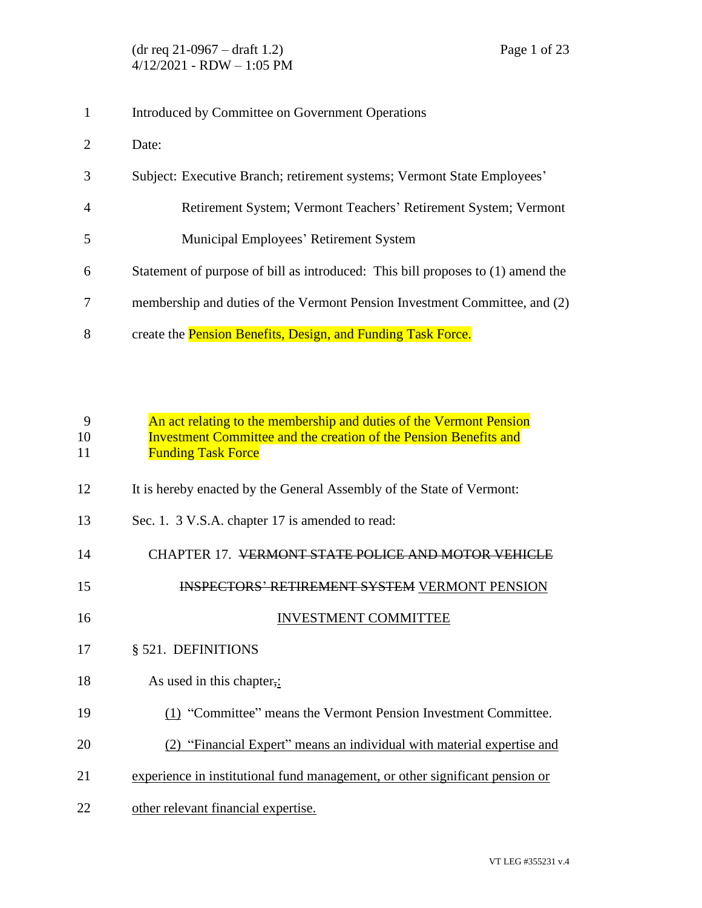(dr req 21-0967 – draft 1.2)
4/12/2021 - RDW – 1:05 PM

Introduced by Committee on Government Operations

Date:

Subject: Executive Branch; retirement systems; Vermont State Employees' Retirement System; Vermont Teachers' Retirement System; Vermont Municipal Employees' Retirement System

Statement of purpose of bill as introduced: This bill proposes to (1) amend the membership and duties of the Vermont Pension Investment Committee, and (2) create the Pension Benefits, Design, and Funding Task Force.

An act relating to the membership and duties of the Vermont Pension Investment Committee and the creation of the Pension Benefits and Funding Task Force

It is hereby enacted by the General Assembly of the State of Vermont:

Sec. 1. 3 V.S.A. chapter 17 is amended to read:

CHAPTER 17. ~~VERMONT STATE POLICE AND MOTOR VEHICLE INSPECTORS' RETIREMENT SYSTEM~~ <u>VERMONT PENSION INVESTMENT COMMITTEE</u>

§ 521. DEFINITIONS

As used in this chapter~~,~~<u>:</u>

<u>(1)</u> "Committee" means the Vermont Pension Investment Committee.

<u>(2) "Financial Expert" means an individual with material expertise and experience in institutional fund management, or other significant pension or other relevant financial expertise.</u>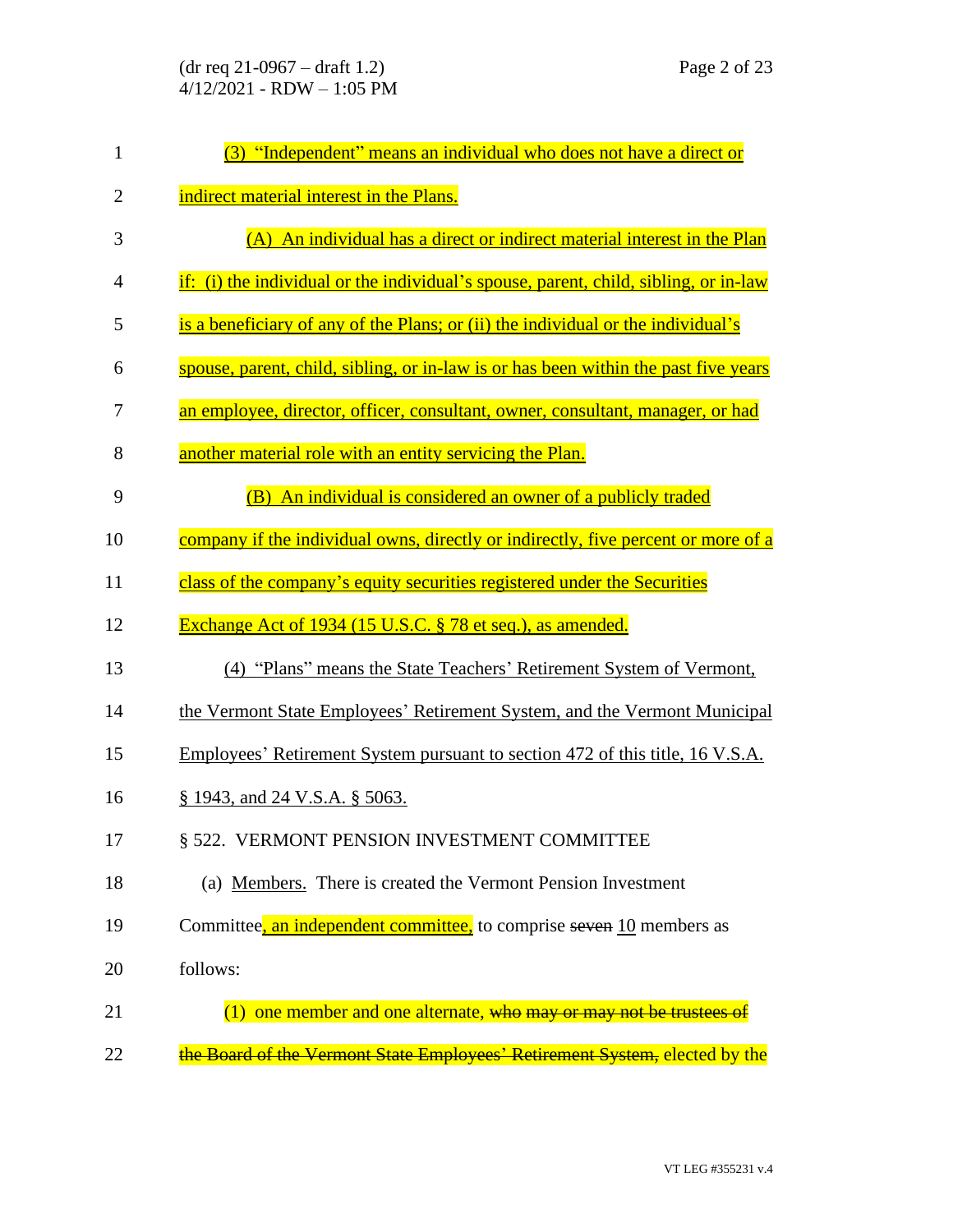(3) "Independent" means an individual who does not have a direct or indirect material interest in the Plans.

(A) An individual has a direct or indirect material interest in the Plan if: (i) the individual or the individual's spouse, parent, child, sibling, or in-law is a beneficiary of any of the Plans; or (ii) the individual or the individual's spouse, parent, child, sibling, or in-law is or has been within the past five years an employee, director, officer, consultant, owner, consultant, manager, or had another material role with an entity servicing the Plan.

(B) An individual is considered an owner of a publicly traded company if the individual owns, directly or indirectly, five percent or more of a class of the company's equity securities registered under the Securities Exchange Act of 1934 (15 U.S.C. § 78 et seq.), as amended.

(4) "Plans" means the State Teachers' Retirement System of Vermont, the Vermont State Employees' Retirement System, and the Vermont Municipal Employees' Retirement System pursuant to section 472 of this title, 16 V.S.A. § 1943, and 24 V.S.A. § 5063.

§ 522. VERMONT PENSION INVESTMENT COMMITTEE

(a) Members. There is created the Vermont Pension Investment Committee, an independent committee, to comprise ~~seven~~ 10 members as follows:

(1) one member and one alternate, ~~who may or may not be trustees of the Board of the Vermont State Employees' Retirement System,~~ elected by the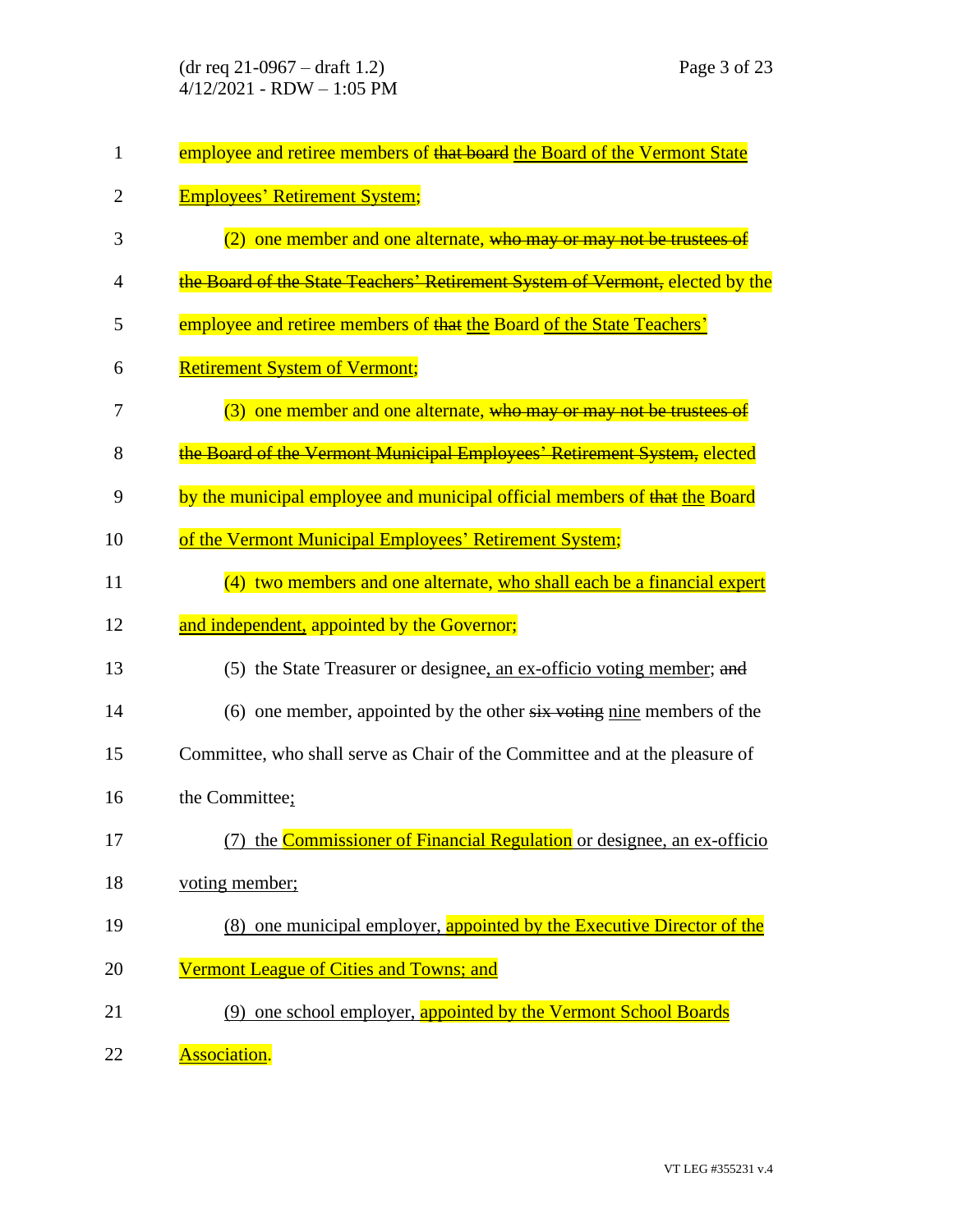employee and retiree members of ~~that board~~ <u>the Board of the Vermont State Employees' Retirement System</u>;

(2) one member and one alternate, ~~who may or may not be trustees of the Board of the State Teachers' Retirement System of Vermont,~~ elected by the employee and retiree members of ~~that~~ <u>the</u> Board <u>of the State Teachers' Retirement System of Vermont</u>;

(3) one member and one alternate, ~~who may or may not be trustees of the Board of the Vermont Municipal Employees' Retirement System,~~ elected by the municipal employee and municipal official members of ~~that~~ <u>the</u> Board <u>of the Vermont Municipal Employees' Retirement System</u>;

(4) two members and one alternate, <u>who shall each be a financial expert and independent,</u> appointed by the Governor;

(5) the State Treasurer or designee<u>, an ex-officio voting member</u>; ~~and~~

(6) one member, appointed by the other ~~six voting~~ <u>nine</u> members of the Committee, who shall serve as Chair of the Committee and at the pleasure of the Committee<u>;</u>

<u>(7) the Commissioner of Financial Regulation or designee, an ex-officio voting member;</u>

<u>(8) one municipal employer, appointed by the Executive Director of the Vermont League of Cities and Towns; and</u>

<u>(9) one school employer, appointed by the Vermont School Boards Association</u>.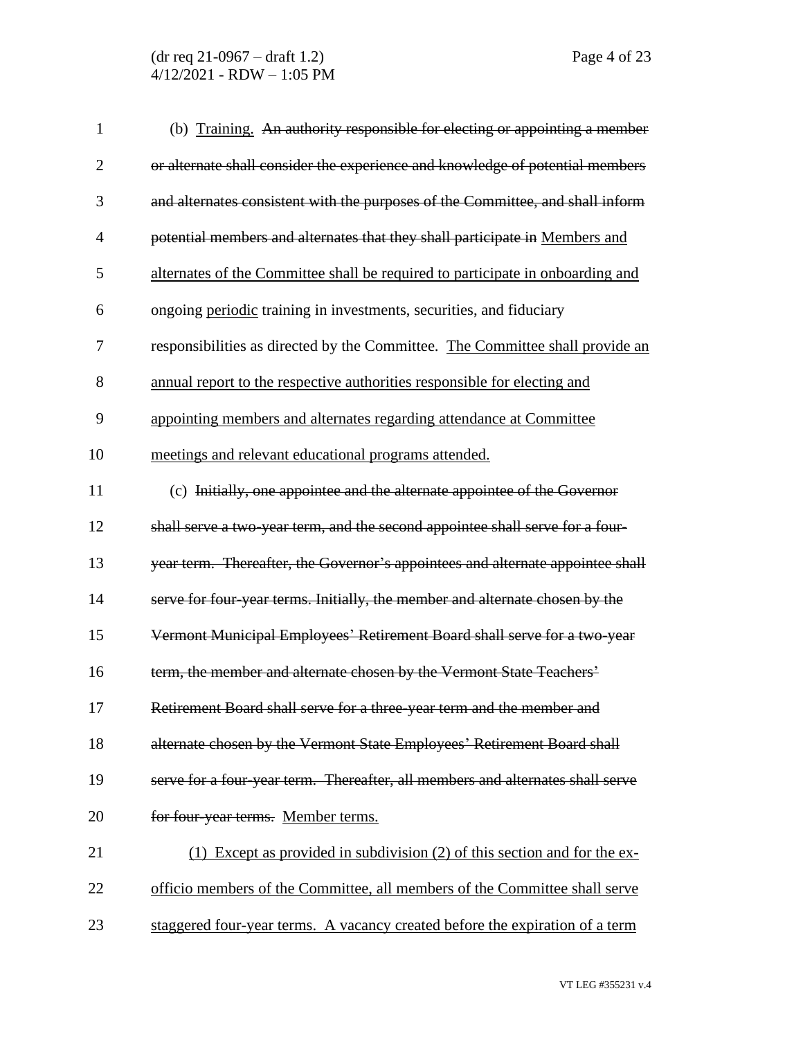(b) <u>Training.</u> ~~An authority responsible for electing or appointing a member or alternate shall consider the experience and knowledge of potential members and alternates consistent with the purposes of the Committee, and shall inform potential members and alternates that they shall participate in~~ <u>Members and alternates of the Committee shall be required to participate in onboarding and</u> ongoing <u>periodic</u> training in investments, securities, and fiduciary responsibilities as directed by the Committee. <u>The Committee shall provide an annual report to the respective authorities responsible for electing and appointing members and alternates regarding attendance at Committee meetings and relevant educational programs attended.</u>

(c) ~~Initially, one appointee and the alternate appointee of the Governor shall serve a two-year term, and the second appointee shall serve for a four-year term. Thereafter, the Governor's appointees and alternate appointee shall serve for four-year terms. Initially, the member and alternate chosen by the Vermont Municipal Employees' Retirement Board shall serve for a two-year term, the member and alternate chosen by the Vermont State Teachers' Retirement Board shall serve for a three-year term and the member and alternate chosen by the Vermont State Employees' Retirement Board shall serve for a four-year term. Thereafter, all members and alternates shall serve for four-year terms.~~ <u>Member terms.</u>

<u>(1) Except as provided in subdivision (2) of this section and for the ex-officio members of the Committee, all members of the Committee shall serve staggered four-year terms. A vacancy created before the expiration of a term</u>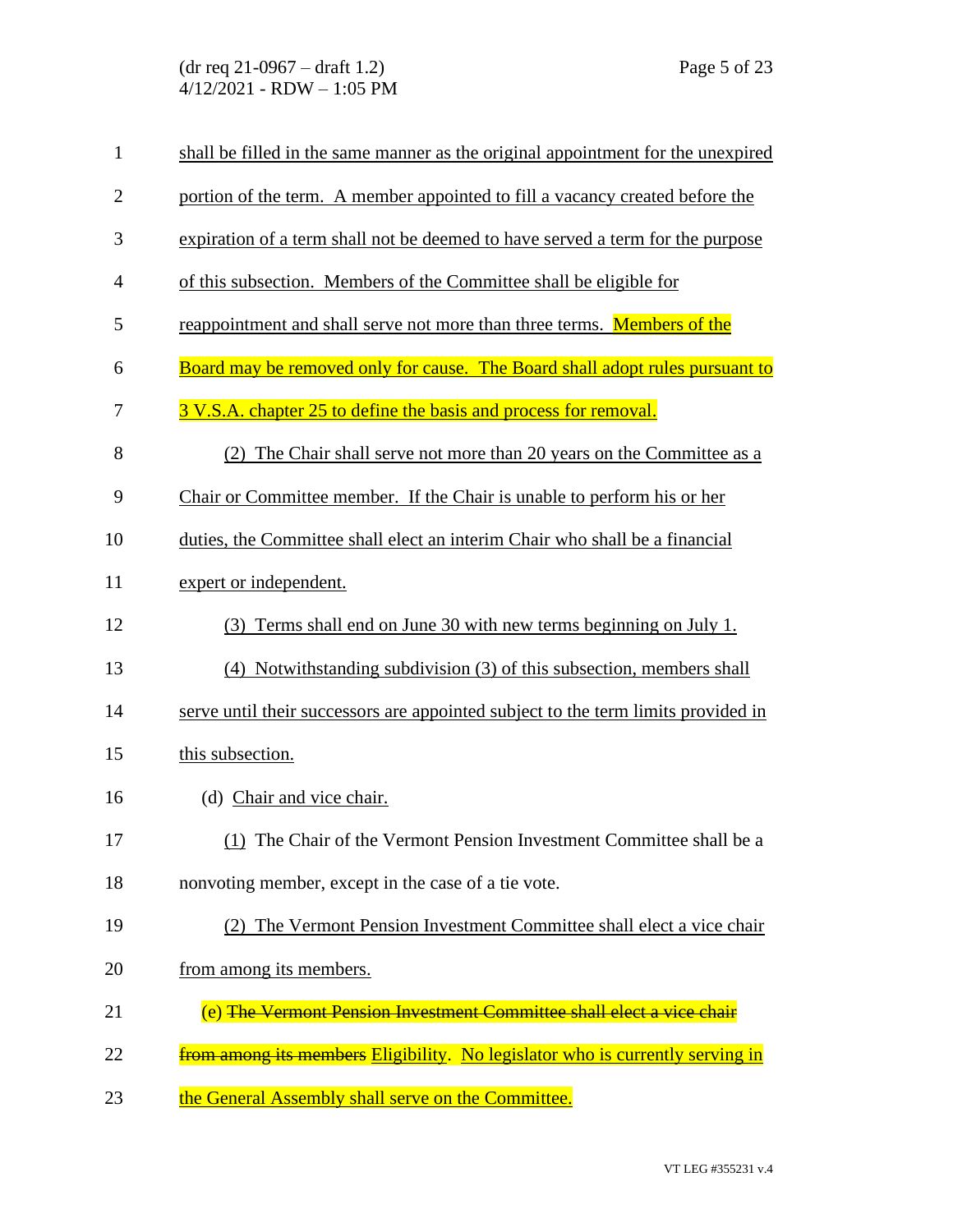shall be filled in the same manner as the original appointment for the unexpired portion of the term. A member appointed to fill a vacancy created before the expiration of a term shall not be deemed to have served a term for the purpose of this subsection. Members of the Committee shall be eligible for reappointment and shall serve not more than three terms. Members of the Board may be removed only for cause. The Board shall adopt rules pursuant to 3 V.S.A. chapter 25 to define the basis and process for removal.

(2) The Chair shall serve not more than 20 years on the Committee as a Chair or Committee member. If the Chair is unable to perform his or her duties, the Committee shall elect an interim Chair who shall be a financial expert or independent.

(3) Terms shall end on June 30 with new terms beginning on July 1.

(4) Notwithstanding subdivision (3) of this subsection, members shall serve until their successors are appointed subject to the term limits provided in this subsection.

(d) Chair and vice chair.

(1) The Chair of the Vermont Pension Investment Committee shall be a nonvoting member, except in the case of a tie vote.

(2) The Vermont Pension Investment Committee shall elect a vice chair from among its members.

(e) ~~The Vermont Pension Investment Committee shall elect a vice chair from among its members~~ Eligibility. No legislator who is currently serving in the General Assembly shall serve on the Committee.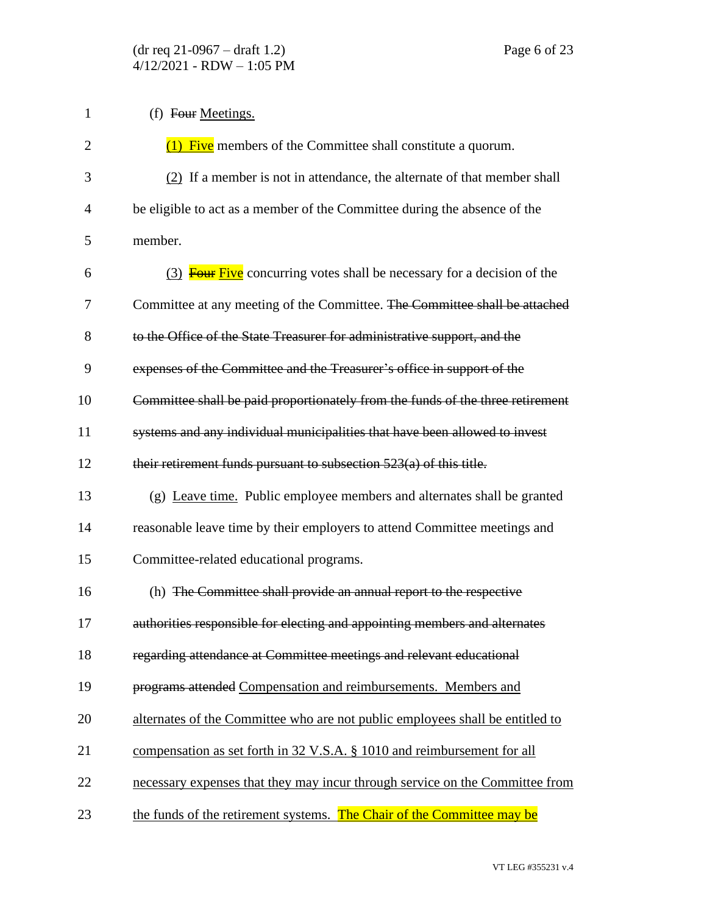(f) ~~Four~~ <u>Meetings.</u>

<u>(1) Five</u> members of the Committee shall constitute a quorum.

<u>(2)</u> If a member is not in attendance, the alternate of that member shall be eligible to act as a member of the Committee during the absence of the member.

<u>(3)</u> ~~Four~~ <u>Five</u> concurring votes shall be necessary for a decision of the Committee at any meeting of the Committee. ~~The Committee shall be attached to the Office of the State Treasurer for administrative support, and the expenses of the Committee and the Treasurer's office in support of the Committee shall be paid proportionately from the funds of the three retirement systems and any individual municipalities that have been allowed to invest their retirement funds pursuant to subsection 523(a) of this title.~~

(g) <u>Leave time.</u> Public employee members and alternates shall be granted reasonable leave time by their employers to attend Committee meetings and Committee-related educational programs.

(h) ~~The Committee shall provide an annual report to the respective authorities responsible for electing and appointing members and alternates regarding attendance at Committee meetings and relevant educational programs attended~~ <u>Compensation and reimbursements. Members and alternates of the Committee who are not public employees shall be entitled to compensation as set forth in 32 V.S.A. § 1010 and reimbursement for all necessary expenses that they may incur through service on the Committee from the funds of the retirement systems. The Chair of the Committee may be</u>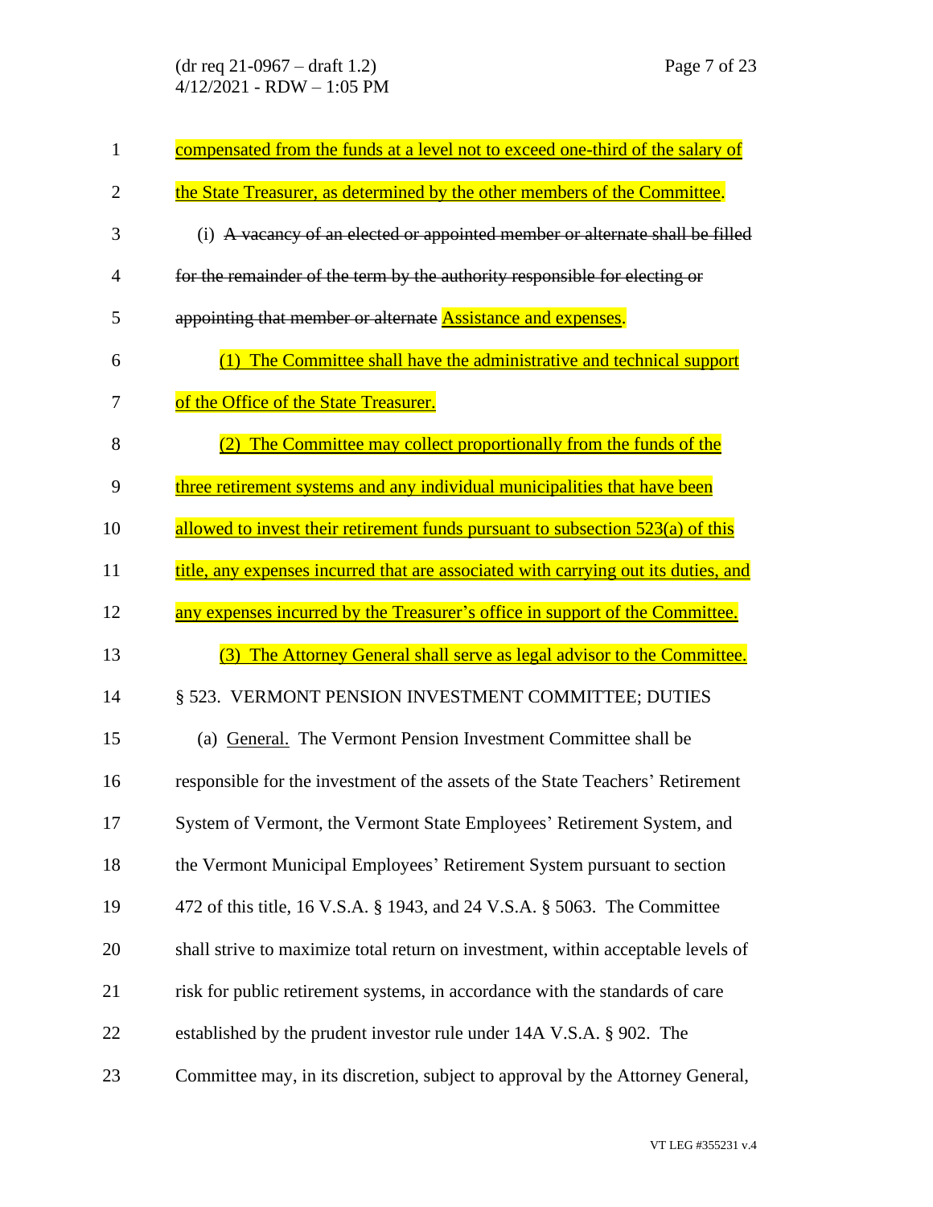compensated from the funds at a level not to exceed one-third of the salary of the State Treasurer, as determined by the other members of the Committee.

(i) ~~A vacancy of an elected or appointed member or alternate shall be filled for the remainder of the term by the authority responsible for electing or appointing that member or alternate~~ Assistance and expenses.

(1) The Committee shall have the administrative and technical support of the Office of the State Treasurer.

(2) The Committee may collect proportionally from the funds of the three retirement systems and any individual municipalities that have been allowed to invest their retirement funds pursuant to subsection 523(a) of this title, any expenses incurred that are associated with carrying out its duties, and any expenses incurred by the Treasurer's office in support of the Committee.

(3) The Attorney General shall serve as legal advisor to the Committee.

§ 523. VERMONT PENSION INVESTMENT COMMITTEE; DUTIES

(a) General. The Vermont Pension Investment Committee shall be responsible for the investment of the assets of the State Teachers' Retirement System of Vermont, the Vermont State Employees' Retirement System, and the Vermont Municipal Employees' Retirement System pursuant to section 472 of this title, 16 V.S.A. § 1943, and 24 V.S.A. § 5063. The Committee shall strive to maximize total return on investment, within acceptable levels of risk for public retirement systems, in accordance with the standards of care established by the prudent investor rule under 14A V.S.A. § 902. The Committee may, in its discretion, subject to approval by the Attorney General,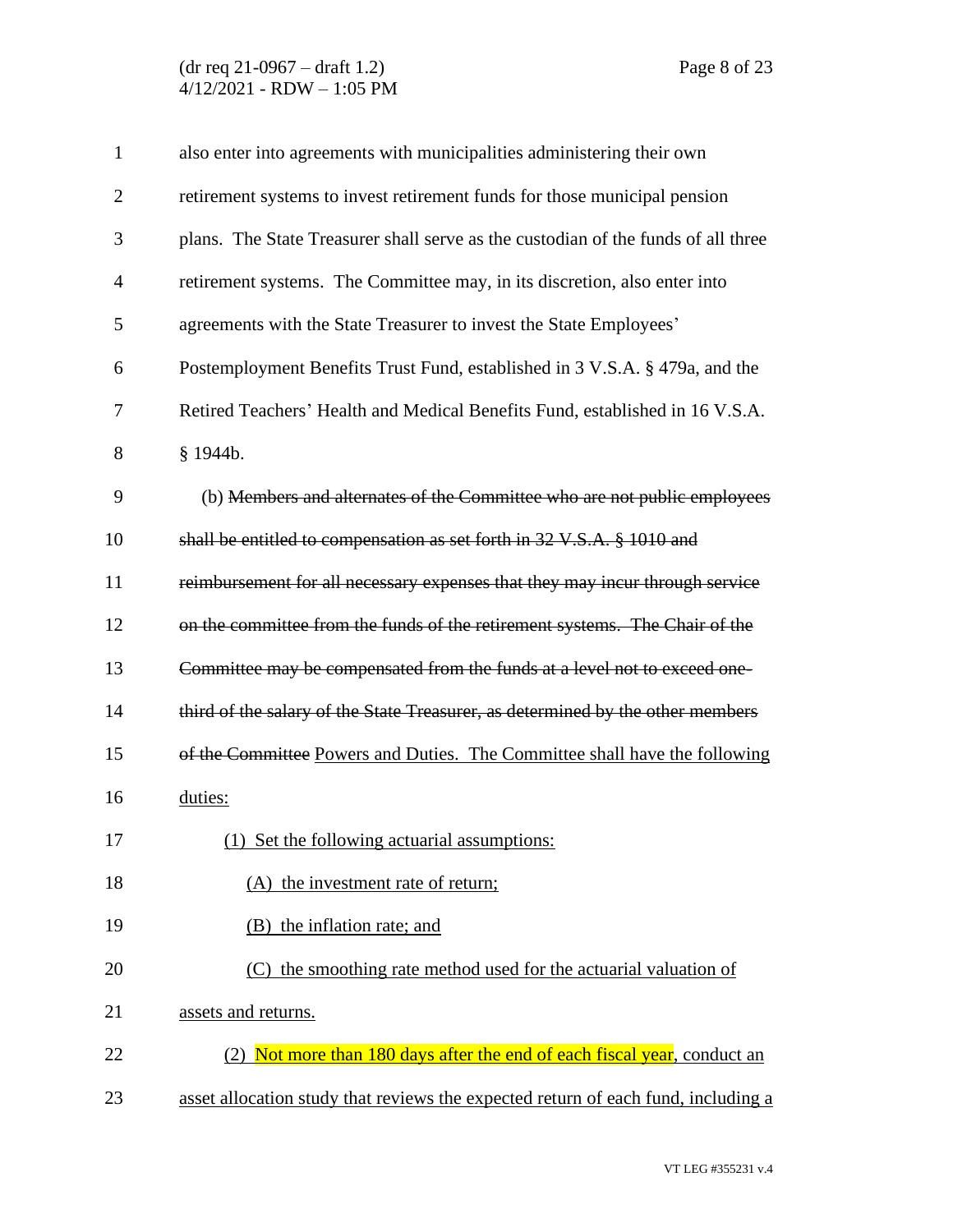also enter into agreements with municipalities administering their own retirement systems to invest retirement funds for those municipal pension plans. The State Treasurer shall serve as the custodian of the funds of all three retirement systems. The Committee may, in its discretion, also enter into agreements with the State Treasurer to invest the State Employees' Postemployment Benefits Trust Fund, established in 3 V.S.A. § 479a, and the Retired Teachers' Health and Medical Benefits Fund, established in 16 V.S.A. § 1944b.

(b) ~~Members and alternates of the Committee who are not public employees shall be entitled to compensation as set forth in 32 V.S.A. § 1010 and reimbursement for all necessary expenses that they may incur through service on the committee from the funds of the retirement systems. The Chair of the Committee may be compensated from the funds at a level not to exceed one-third of the salary of the State Treasurer, as determined by the other members of the Committee~~ <u>Powers and Duties. The Committee shall have the following duties:</u>

<u>(1) Set the following actuarial assumptions:</u>

<u>(A) the investment rate of return;</u>

<u>(B) the inflation rate; and</u>

<u>(C) the smoothing rate method used for the actuarial valuation of assets and returns.</u>

<u>(2) Not more than 180 days after the end of each fiscal year, conduct an asset allocation study that reviews the expected return of each fund, including a</u>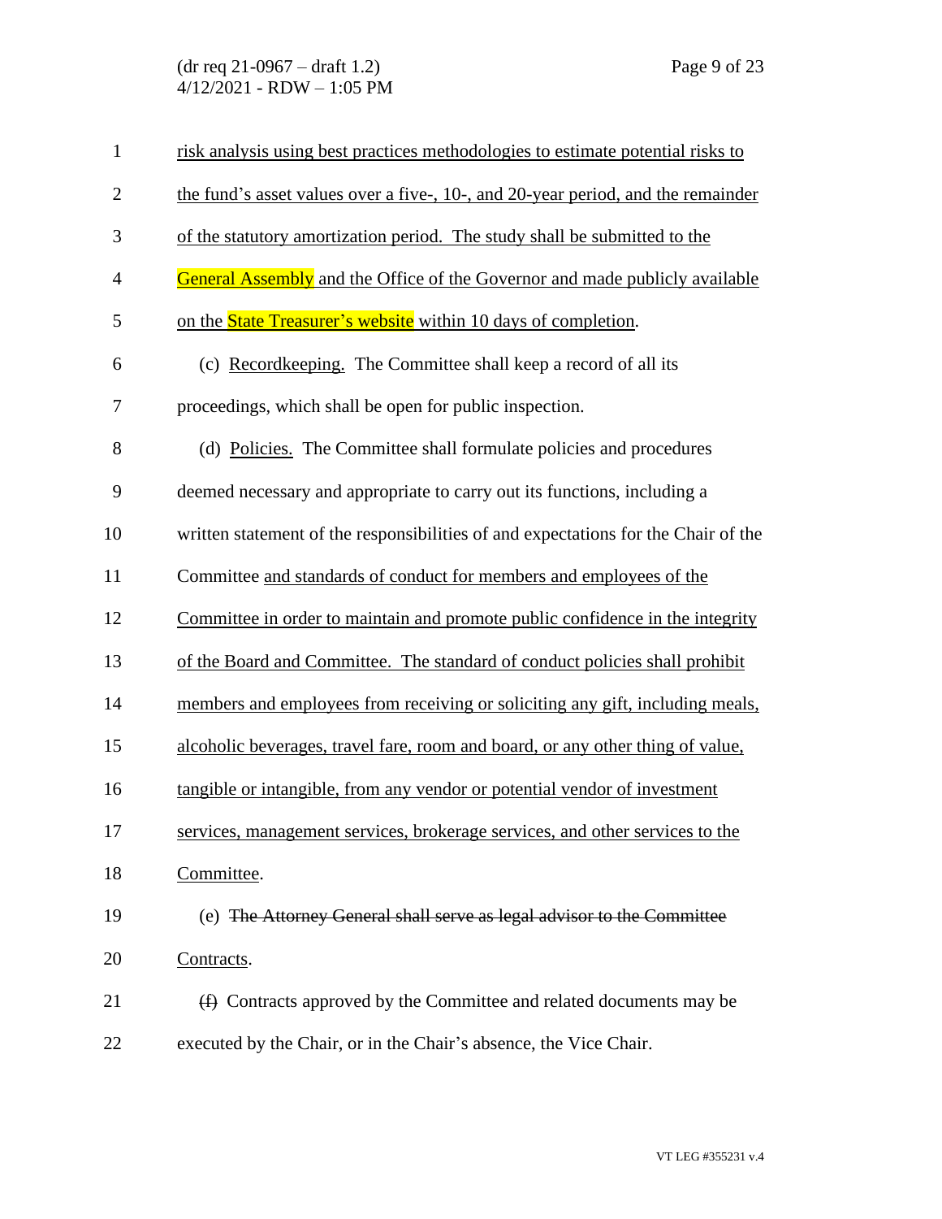risk analysis using best practices methodologies to estimate potential risks to the fund's asset values over a five-, 10-, and 20-year period, and the remainder of the statutory amortization period. The study shall be submitted to the General Assembly and the Office of the Governor and made publicly available on the State Treasurer's website within 10 days of completion.

(c) Recordkeeping. The Committee shall keep a record of all its proceedings, which shall be open for public inspection.

(d) Policies. The Committee shall formulate policies and procedures deemed necessary and appropriate to carry out its functions, including a written statement of the responsibilities of and expectations for the Chair of the Committee and standards of conduct for members and employees of the Committee in order to maintain and promote public confidence in the integrity of the Board and Committee. The standard of conduct policies shall prohibit members and employees from receiving or soliciting any gift, including meals, alcoholic beverages, travel fare, room and board, or any other thing of value, tangible or intangible, from any vendor or potential vendor of investment services, management services, brokerage services, and other services to the Committee.

(e) ~~The Attorney General shall serve as legal advisor to the Committee~~ Contracts.

~~(f)~~ Contracts approved by the Committee and related documents may be executed by the Chair, or in the Chair's absence, the Vice Chair.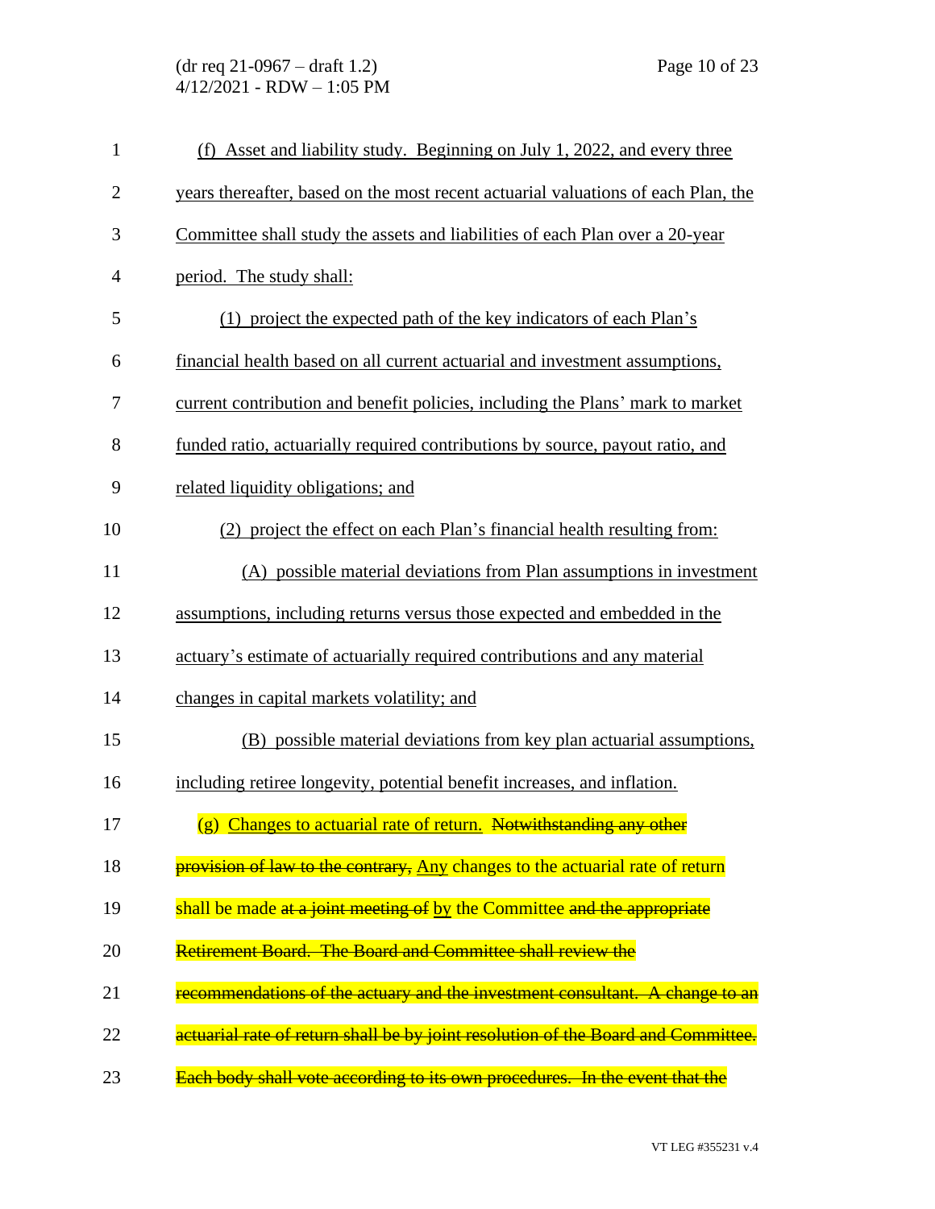(f) Asset and liability study. Beginning on July 1, 2022, and every three years thereafter, based on the most recent actuarial valuations of each Plan, the Committee shall study the assets and liabilities of each Plan over a 20-year period. The study shall:

(1) project the expected path of the key indicators of each Plan's financial health based on all current actuarial and investment assumptions, current contribution and benefit policies, including the Plans' mark to market funded ratio, actuarially required contributions by source, payout ratio, and related liquidity obligations; and

(2) project the effect on each Plan's financial health resulting from:

(A) possible material deviations from Plan assumptions in investment assumptions, including returns versus those expected and embedded in the actuary's estimate of actuarially required contributions and any material changes in capital markets volatility; and

(B) possible material deviations from key plan actuarial assumptions, including retiree longevity, potential benefit increases, and inflation.

(g) Changes to actuarial rate of return. ~~Notwithstanding any other provision of law to the contrary,~~ Any changes to the actuarial rate of return shall be made ~~at a joint meeting of~~ by the Committee ~~and the appropriate Retirement Board. The Board and Committee shall review the recommendations of the actuary and the investment consultant. A change to an actuarial rate of return shall be by joint resolution of the Board and Committee. Each body shall vote according to its own procedures. In the event that the~~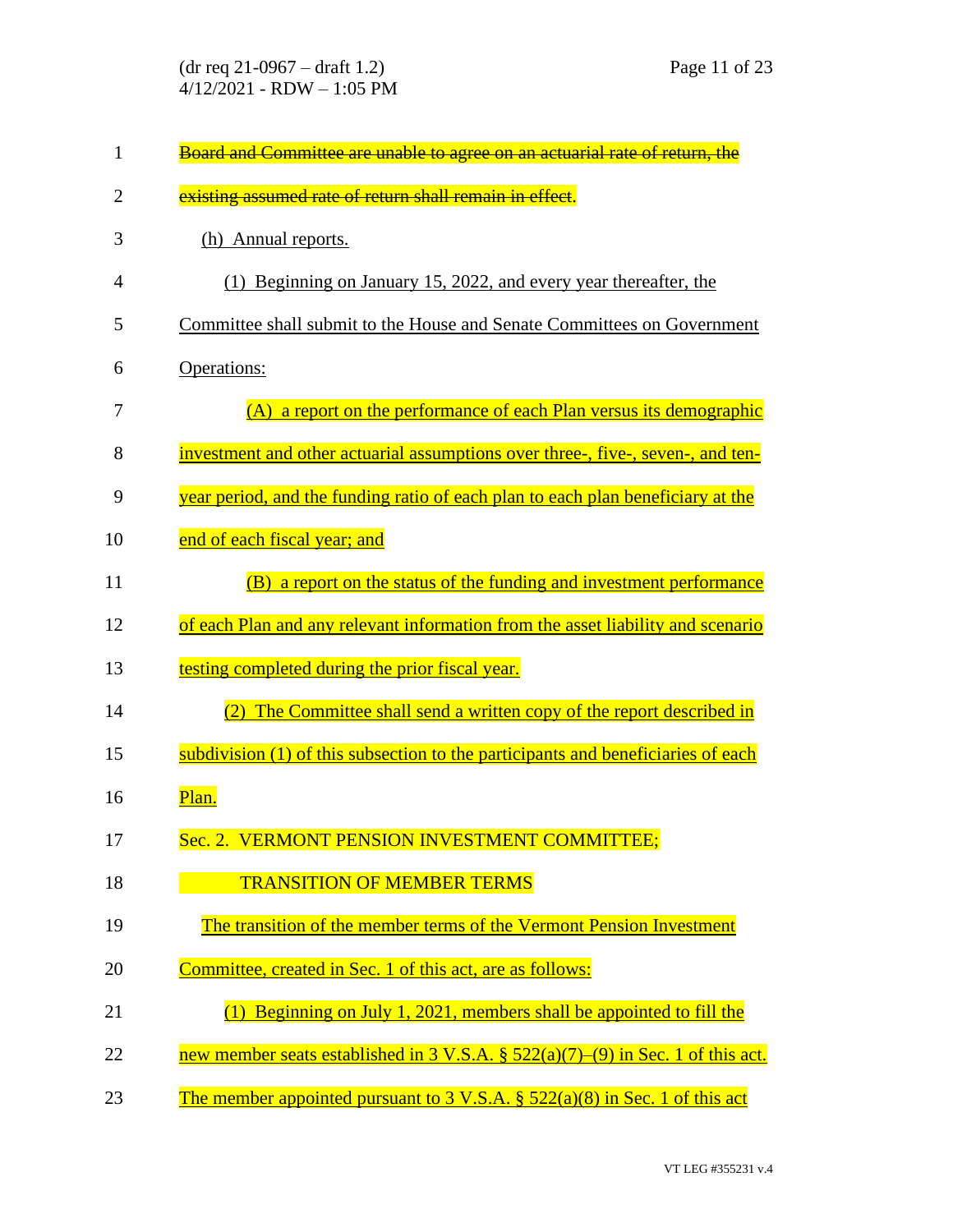~~Board and Committee are unable to agree on an actuarial rate of return, the existing assumed rate of return shall remain in effect.~~

(h) Annual reports.

(1) Beginning on January 15, 2022, and every year thereafter, the Committee shall submit to the House and Senate Committees on Government Operations:

(A) a report on the performance of each Plan versus its demographic investment and other actuarial assumptions over three-, five-, seven-, and ten-year period, and the funding ratio of each plan to each plan beneficiary at the end of each fiscal year; and

(B) a report on the status of the funding and investment performance of each Plan and any relevant information from the asset liability and scenario testing completed during the prior fiscal year.

(2) The Committee shall send a written copy of the report described in subdivision (1) of this subsection to the participants and beneficiaries of each Plan.

Sec. 2. VERMONT PENSION INVESTMENT COMMITTEE; TRANSITION OF MEMBER TERMS

The transition of the member terms of the Vermont Pension Investment Committee, created in Sec. 1 of this act, are as follows:

(1) Beginning on July 1, 2021, members shall be appointed to fill the new member seats established in 3 V.S.A. § 522(a)(7)–(9) in Sec. 1 of this act. The member appointed pursuant to 3 V.S.A. § 522(a)(8) in Sec. 1 of this act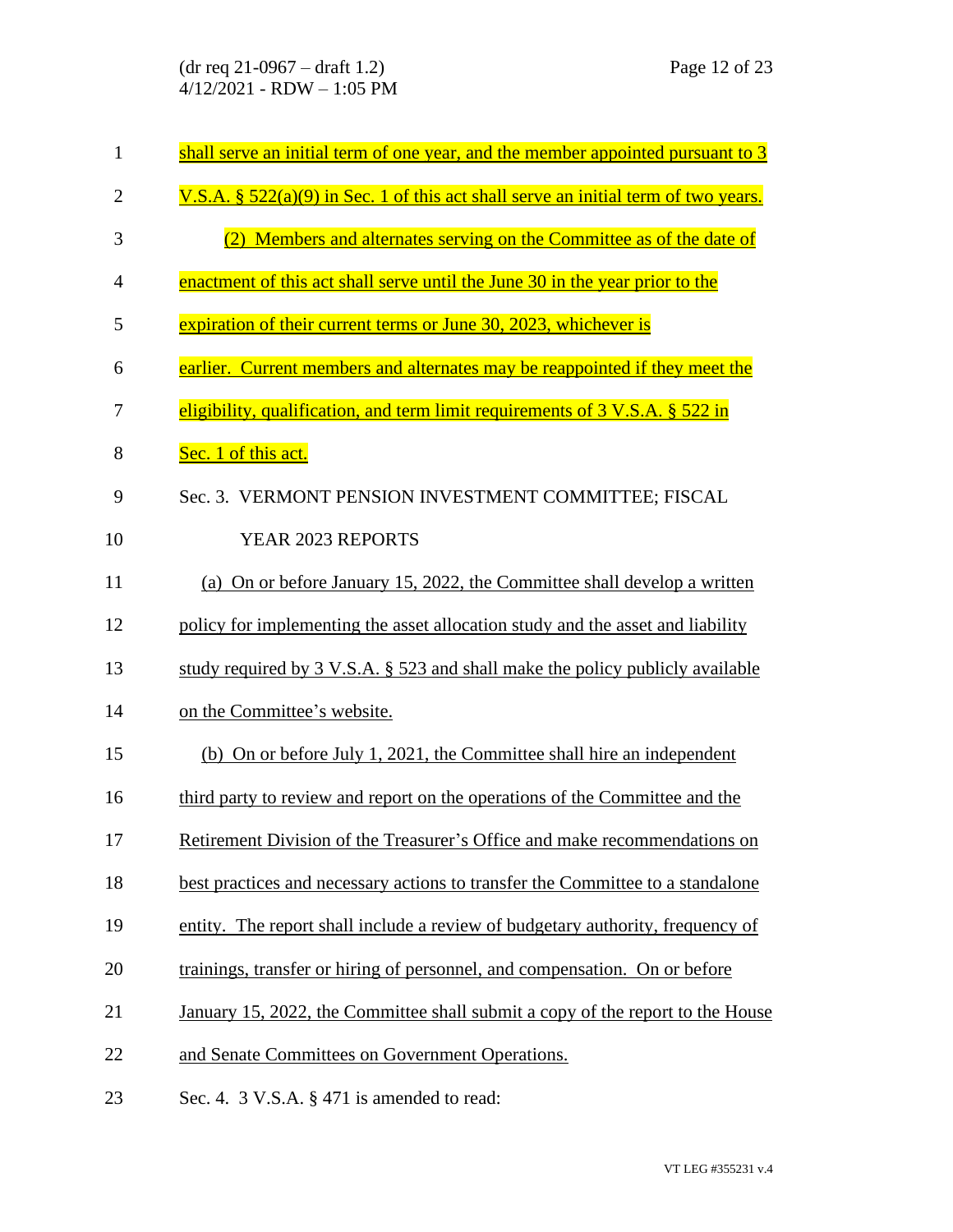shall serve an initial term of one year, and the member appointed pursuant to 3 V.S.A. § 522(a)(9) in Sec. 1 of this act shall serve an initial term of two years.

(2) Members and alternates serving on the Committee as of the date of enactment of this act shall serve until the June 30 in the year prior to the expiration of their current terms or June 30, 2023, whichever is earlier. Current members and alternates may be reappointed if they meet the eligibility, qualification, and term limit requirements of 3 V.S.A. § 522 in Sec. 1 of this act.

Sec. 3. VERMONT PENSION INVESTMENT COMMITTEE; FISCAL YEAR 2023 REPORTS

(a) On or before January 15, 2022, the Committee shall develop a written policy for implementing the asset allocation study and the asset and liability study required by 3 V.S.A. § 523 and shall make the policy publicly available on the Committee's website.

(b) On or before July 1, 2021, the Committee shall hire an independent third party to review and report on the operations of the Committee and the Retirement Division of the Treasurer's Office and make recommendations on best practices and necessary actions to transfer the Committee to a standalone entity. The report shall include a review of budgetary authority, frequency of trainings, transfer or hiring of personnel, and compensation. On or before January 15, 2022, the Committee shall submit a copy of the report to the House and Senate Committees on Government Operations.

Sec. 4. 3 V.S.A. § 471 is amended to read: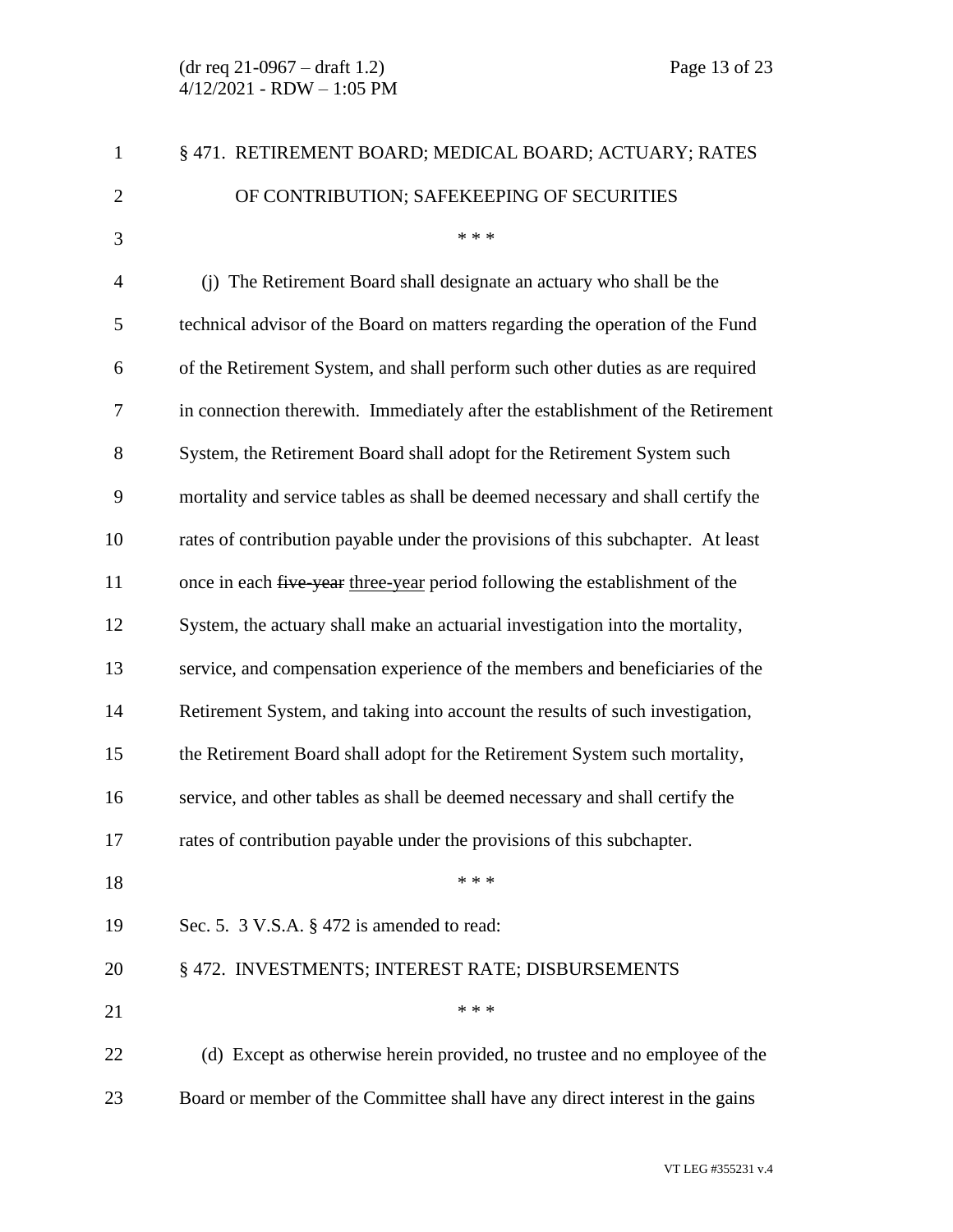§ 471. RETIREMENT BOARD; MEDICAL BOARD; ACTUARY; RATES OF CONTRIBUTION; SAFEKEEPING OF SECURITIES

\* \* \*

(j) The Retirement Board shall designate an actuary who shall be the technical advisor of the Board on matters regarding the operation of the Fund of the Retirement System, and shall perform such other duties as are required in connection therewith. Immediately after the establishment of the Retirement System, the Retirement Board shall adopt for the Retirement System such mortality and service tables as shall be deemed necessary and shall certify the rates of contribution payable under the provisions of this subchapter. At least once in each ~~five-year~~ <u>three-year</u> period following the establishment of the System, the actuary shall make an actuarial investigation into the mortality, service, and compensation experience of the members and beneficiaries of the Retirement System, and taking into account the results of such investigation, the Retirement Board shall adopt for the Retirement System such mortality, service, and other tables as shall be deemed necessary and shall certify the rates of contribution payable under the provisions of this subchapter.

\* \* \*

Sec. 5. 3 V.S.A. § 472 is amended to read:

§ 472. INVESTMENTS; INTEREST RATE; DISBURSEMENTS

\* \* \*

(d) Except as otherwise herein provided, no trustee and no employee of the Board or member of the Committee shall have any direct interest in the gains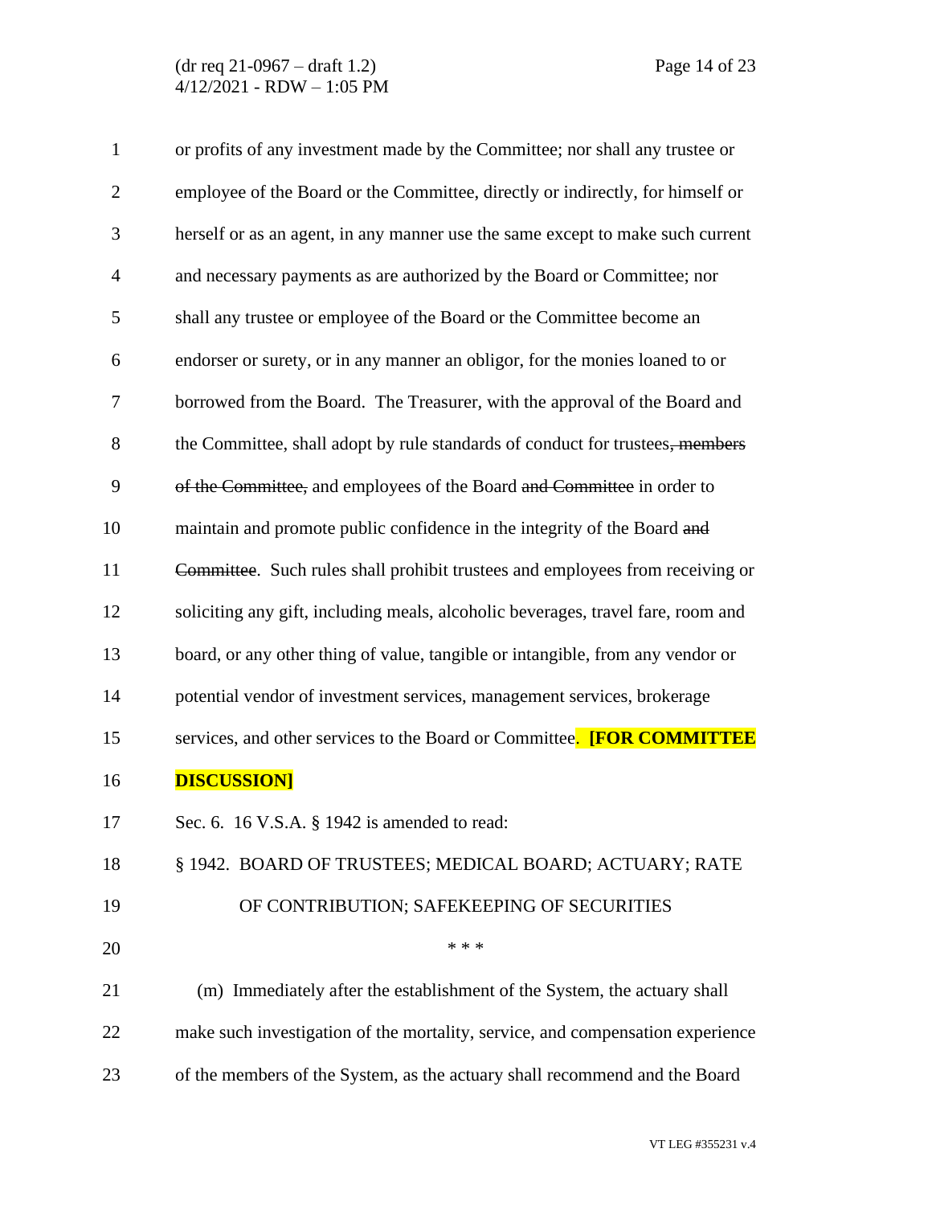or profits of any investment made by the Committee; nor shall any trustee or employee of the Board or the Committee, directly or indirectly, for himself or herself or as an agent, in any manner use the same except to make such current and necessary payments as are authorized by the Board or Committee; nor shall any trustee or employee of the Board or the Committee become an endorser or surety, or in any manner an obligor, for the monies loaned to or borrowed from the Board. The Treasurer, with the approval of the Board and the Committee, shall adopt by rule standards of conduct for trustees~~, members of the Committee,~~ and employees of the Board ~~and Committee~~ in order to maintain and promote public confidence in the integrity of the Board ~~and Committee~~. Such rules shall prohibit trustees and employees from receiving or soliciting any gift, including meals, alcoholic beverages, travel fare, room and board, or any other thing of value, tangible or intangible, from any vendor or potential vendor of investment services, management services, brokerage services, and other services to the Board or Committee. **[FOR COMMITTEE DISCUSSION]**

Sec. 6. 16 V.S.A. § 1942 is amended to read:

§ 1942. BOARD OF TRUSTEES; MEDICAL BOARD; ACTUARY; RATE OF CONTRIBUTION; SAFEKEEPING OF SECURITIES

\* \* \*

(m) Immediately after the establishment of the System, the actuary shall make such investigation of the mortality, service, and compensation experience of the members of the System, as the actuary shall recommend and the Board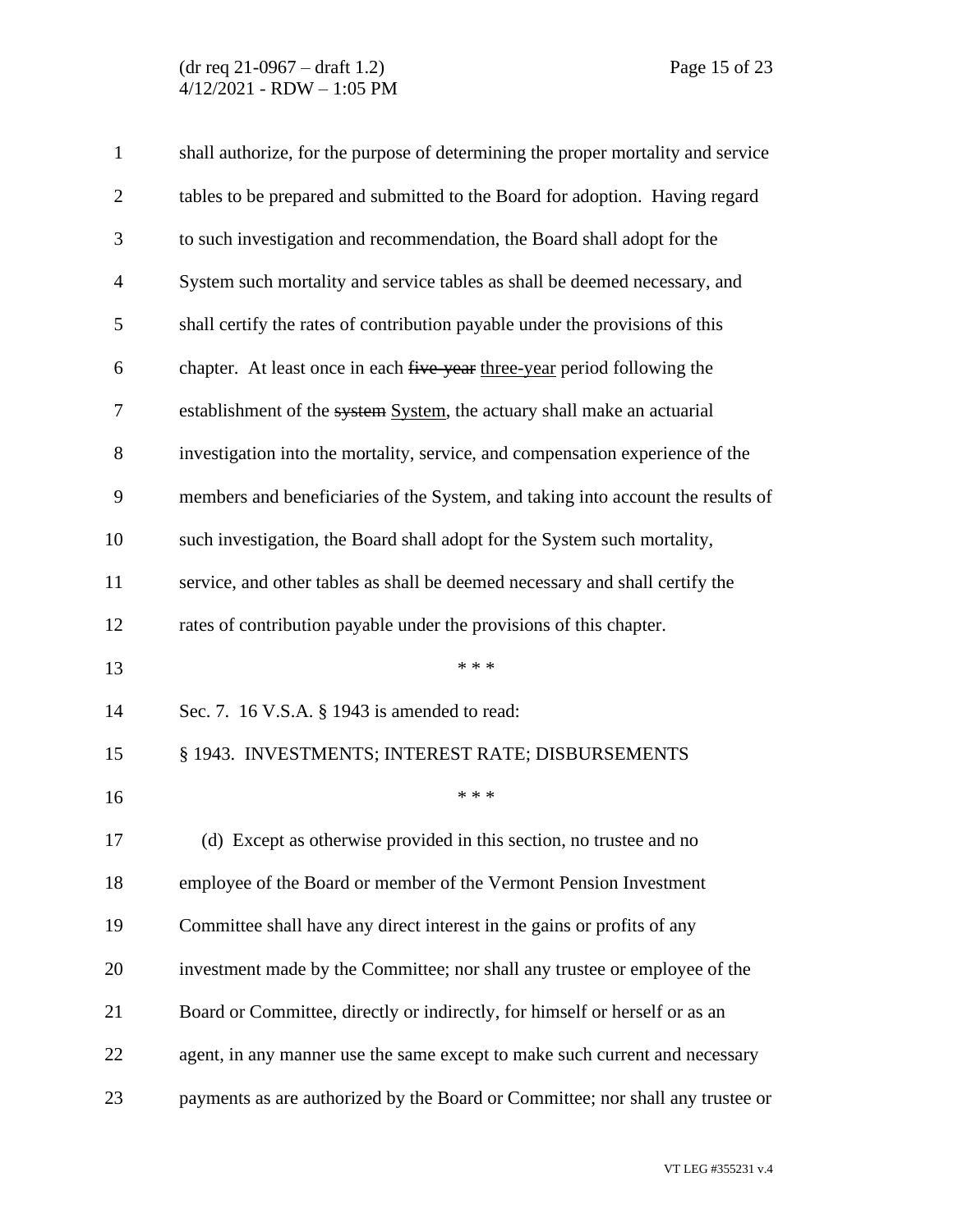shall authorize, for the purpose of determining the proper mortality and service tables to be prepared and submitted to the Board for adoption. Having regard to such investigation and recommendation, the Board shall adopt for the System such mortality and service tables as shall be deemed necessary, and shall certify the rates of contribution payable under the provisions of this chapter. At least once in each ~~five-year~~ <u>three-year</u> period following the establishment of the ~~system~~ <u>System</u>, the actuary shall make an actuarial investigation into the mortality, service, and compensation experience of the members and beneficiaries of the System, and taking into account the results of such investigation, the Board shall adopt for the System such mortality, service, and other tables as shall be deemed necessary and shall certify the rates of contribution payable under the provisions of this chapter.

\* \* \*

Sec. 7. 16 V.S.A. § 1943 is amended to read:

§ 1943. INVESTMENTS; INTEREST RATE; DISBURSEMENTS

\* \* \*

(d) Except as otherwise provided in this section, no trustee and no employee of the Board or member of the Vermont Pension Investment Committee shall have any direct interest in the gains or profits of any investment made by the Committee; nor shall any trustee or employee of the Board or Committee, directly or indirectly, for himself or herself or as an agent, in any manner use the same except to make such current and necessary payments as are authorized by the Board or Committee; nor shall any trustee or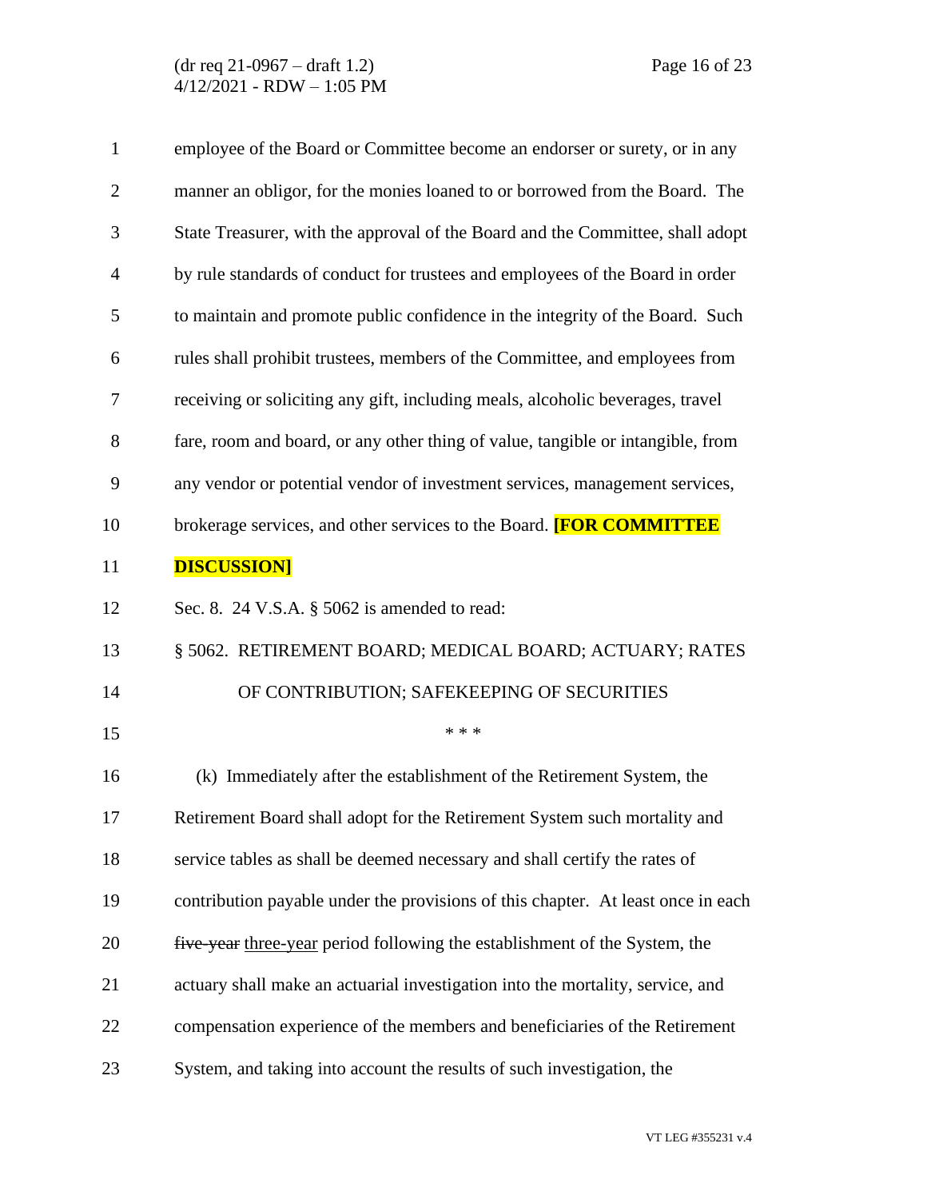employee of the Board or Committee become an endorser or surety, or in any manner an obligor, for the monies loaned to or borrowed from the Board. The State Treasurer, with the approval of the Board and the Committee, shall adopt by rule standards of conduct for trustees and employees of the Board in order to maintain and promote public confidence in the integrity of the Board. Such rules shall prohibit trustees, members of the Committee, and employees from receiving or soliciting any gift, including meals, alcoholic beverages, travel fare, room and board, or any other thing of value, tangible or intangible, from any vendor or potential vendor of investment services, management services, brokerage services, and other services to the Board. **[FOR COMMITTEE DISCUSSION]**

Sec. 8. 24 V.S.A. § 5062 is amended to read:

§ 5062. RETIREMENT BOARD; MEDICAL BOARD; ACTUARY; RATES OF CONTRIBUTION; SAFEKEEPING OF SECURITIES

\* \* \*

(k) Immediately after the establishment of the Retirement System, the Retirement Board shall adopt for the Retirement System such mortality and service tables as shall be deemed necessary and shall certify the rates of contribution payable under the provisions of this chapter. At least once in each ~~five-year~~ <u>three-year</u> period following the establishment of the System, the actuary shall make an actuarial investigation into the mortality, service, and compensation experience of the members and beneficiaries of the Retirement System, and taking into account the results of such investigation, the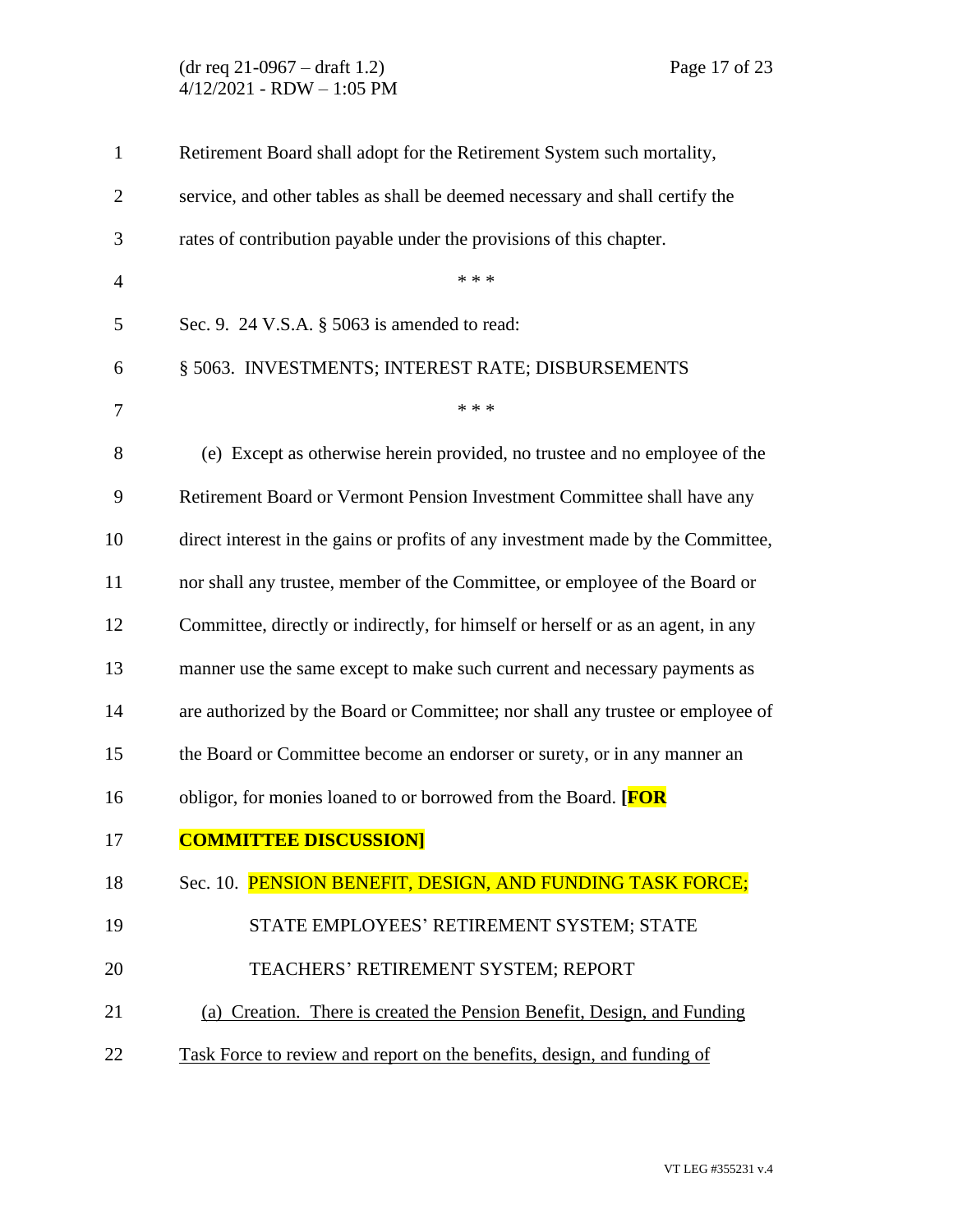Retirement Board shall adopt for the Retirement System such mortality, service, and other tables as shall be deemed necessary and shall certify the rates of contribution payable under the provisions of this chapter.

\* \* \*

Sec. 9. 24 V.S.A. § 5063 is amended to read:

§ 5063. INVESTMENTS; INTEREST RATE; DISBURSEMENTS

\* \* \*

(e) Except as otherwise herein provided, no trustee and no employee of the Retirement Board or Vermont Pension Investment Committee shall have any direct interest in the gains or profits of any investment made by the Committee, nor shall any trustee, member of the Committee, or employee of the Board or Committee, directly or indirectly, for himself or herself or as an agent, in any manner use the same except to make such current and necessary payments as are authorized by the Board or Committee; nor shall any trustee or employee of the Board or Committee become an endorser or surety, or in any manner an obligor, for monies loaned to or borrowed from the Board. **[FOR COMMITTEE DISCUSSION]**

Sec. 10. PENSION BENEFIT, DESIGN, AND FUNDING TASK FORCE; STATE EMPLOYEES' RETIREMENT SYSTEM; STATE TEACHERS' RETIREMENT SYSTEM; REPORT

<u>(a) Creation. There is created the Pension Benefit, Design, and Funding Task Force to review and report on the benefits, design, and funding of</u>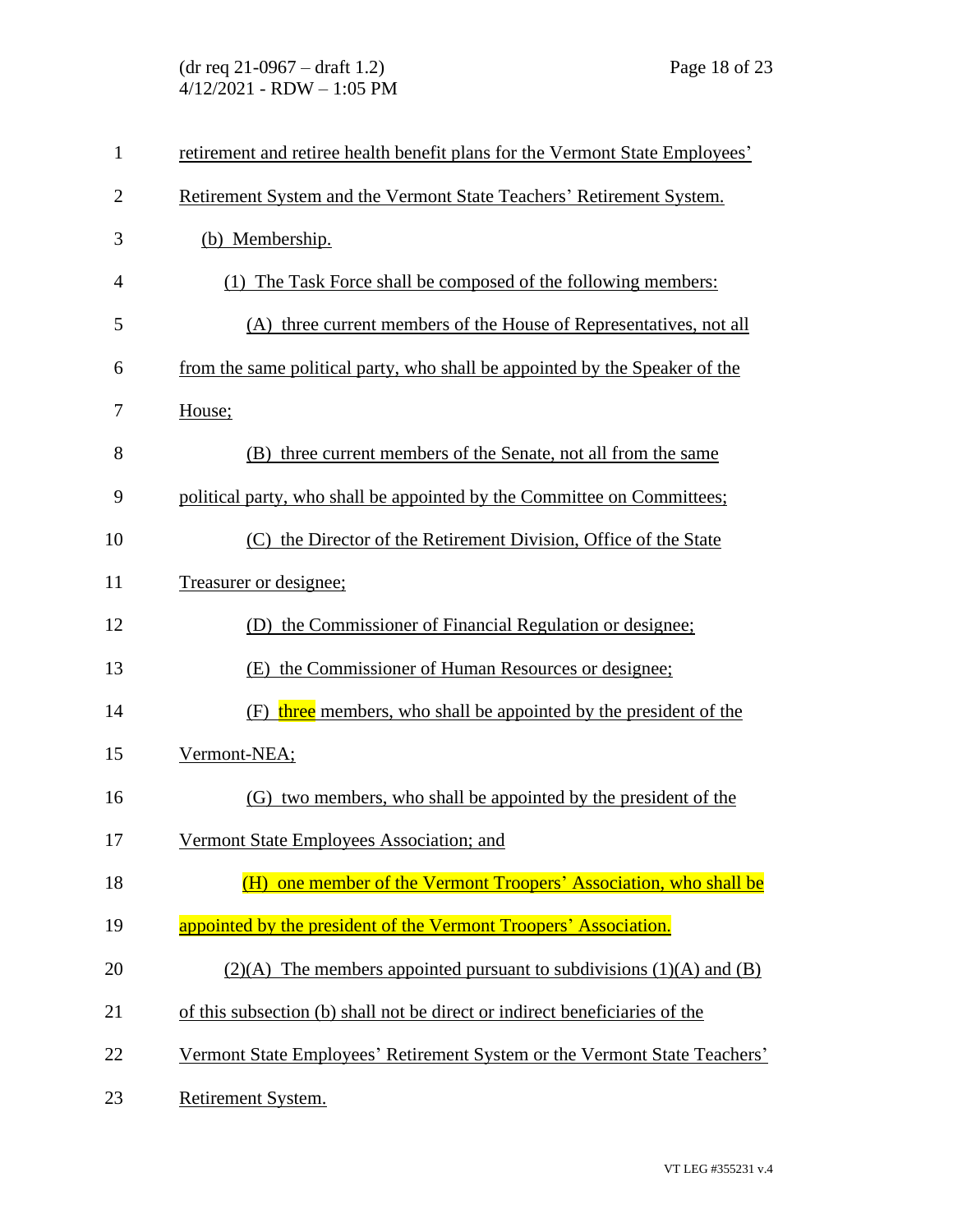retirement and retiree health benefit plans for the Vermont State Employees' Retirement System and the Vermont State Teachers' Retirement System.

(b) Membership.

(1) The Task Force shall be composed of the following members:

(A) three current members of the House of Representatives, not all from the same political party, who shall be appointed by the Speaker of the House;

(B) three current members of the Senate, not all from the same political party, who shall be appointed by the Committee on Committees;

(C) the Director of the Retirement Division, Office of the State Treasurer or designee;

(D) the Commissioner of Financial Regulation or designee;

(E) the Commissioner of Human Resources or designee;

(F) three members, who shall be appointed by the president of the Vermont-NEA;

(G) two members, who shall be appointed by the president of the Vermont State Employees Association; and

(H) one member of the Vermont Troopers' Association, who shall be appointed by the president of the Vermont Troopers' Association.

(2)(A) The members appointed pursuant to subdivisions (1)(A) and (B) of this subsection (b) shall not be direct or indirect beneficiaries of the Vermont State Employees' Retirement System or the Vermont State Teachers' Retirement System.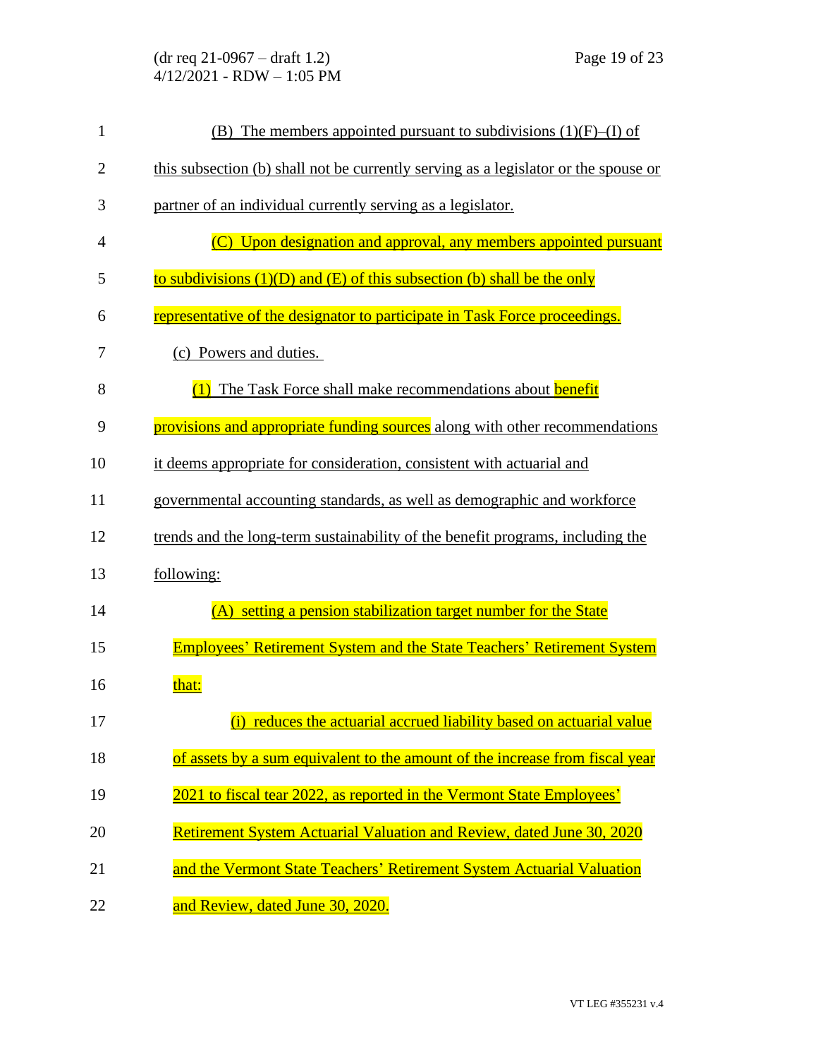(B) The members appointed pursuant to subdivisions (1)(F)–(I) of this subsection (b) shall not be currently serving as a legislator or the spouse or partner of an individual currently serving as a legislator.

(C) Upon designation and approval, any members appointed pursuant to subdivisions (1)(D) and (E) of this subsection (b) shall be the only representative of the designator to participate in Task Force proceedings.

(c) Powers and duties.

(1) The Task Force shall make recommendations about benefit provisions and appropriate funding sources along with other recommendations it deems appropriate for consideration, consistent with actuarial and governmental accounting standards, as well as demographic and workforce trends and the long-term sustainability of the benefit programs, including the following:

(A) setting a pension stabilization target number for the State Employees' Retirement System and the State Teachers' Retirement System that:

(i) reduces the actuarial accrued liability based on actuarial value of assets by a sum equivalent to the amount of the increase from fiscal year 2021 to fiscal tear 2022, as reported in the Vermont State Employees' Retirement System Actuarial Valuation and Review, dated June 30, 2020 and the Vermont State Teachers' Retirement System Actuarial Valuation and Review, dated June 30, 2020.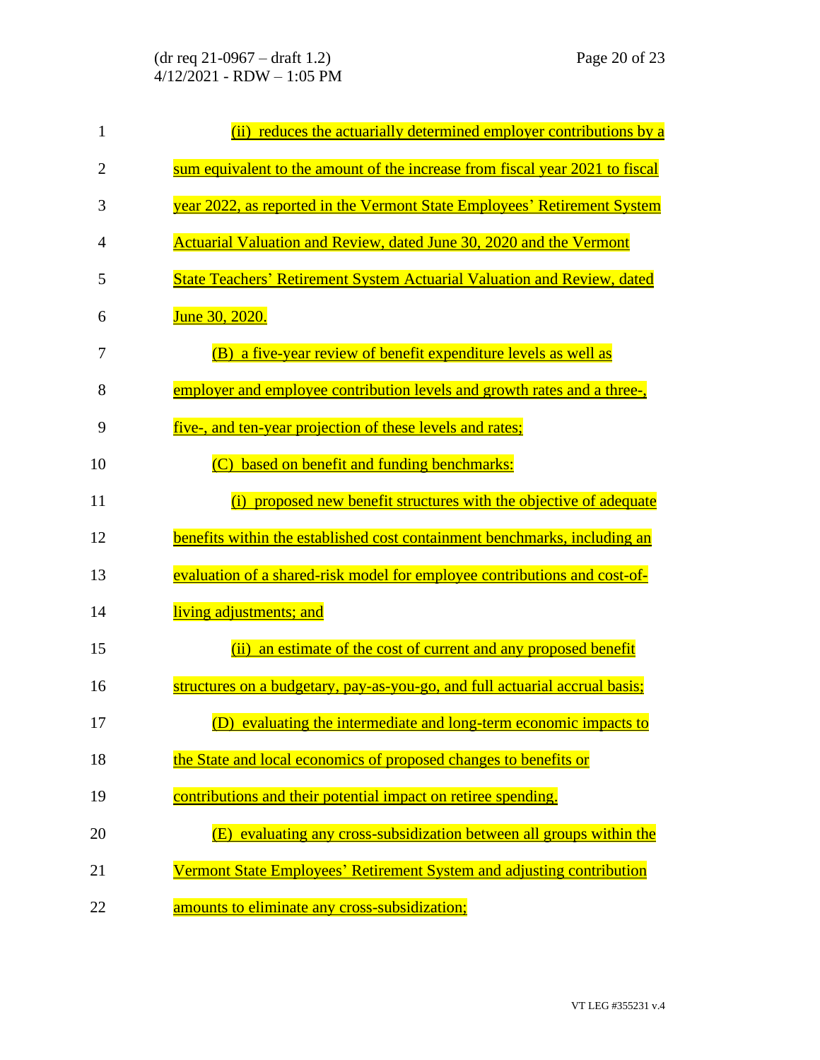(ii) reduces the actuarially determined employer contributions by a sum equivalent to the amount of the increase from fiscal year 2021 to fiscal year 2022, as reported in the Vermont State Employees' Retirement System Actuarial Valuation and Review, dated June 30, 2020 and the Vermont State Teachers' Retirement System Actuarial Valuation and Review, dated June 30, 2020.

(B) a five-year review of benefit expenditure levels as well as employer and employee contribution levels and growth rates and a three-, five-, and ten-year projection of these levels and rates;

(C) based on benefit and funding benchmarks:

(i) proposed new benefit structures with the objective of adequate benefits within the established cost containment benchmarks, including an evaluation of a shared-risk model for employee contributions and cost-of-living adjustments; and

(ii) an estimate of the cost of current and any proposed benefit structures on a budgetary, pay-as-you-go, and full actuarial accrual basis;

(D) evaluating the intermediate and long-term economic impacts to the State and local economics of proposed changes to benefits or contributions and their potential impact on retiree spending.

(E) evaluating any cross-subsidization between all groups within the Vermont State Employees' Retirement System and adjusting contribution amounts to eliminate any cross-subsidization;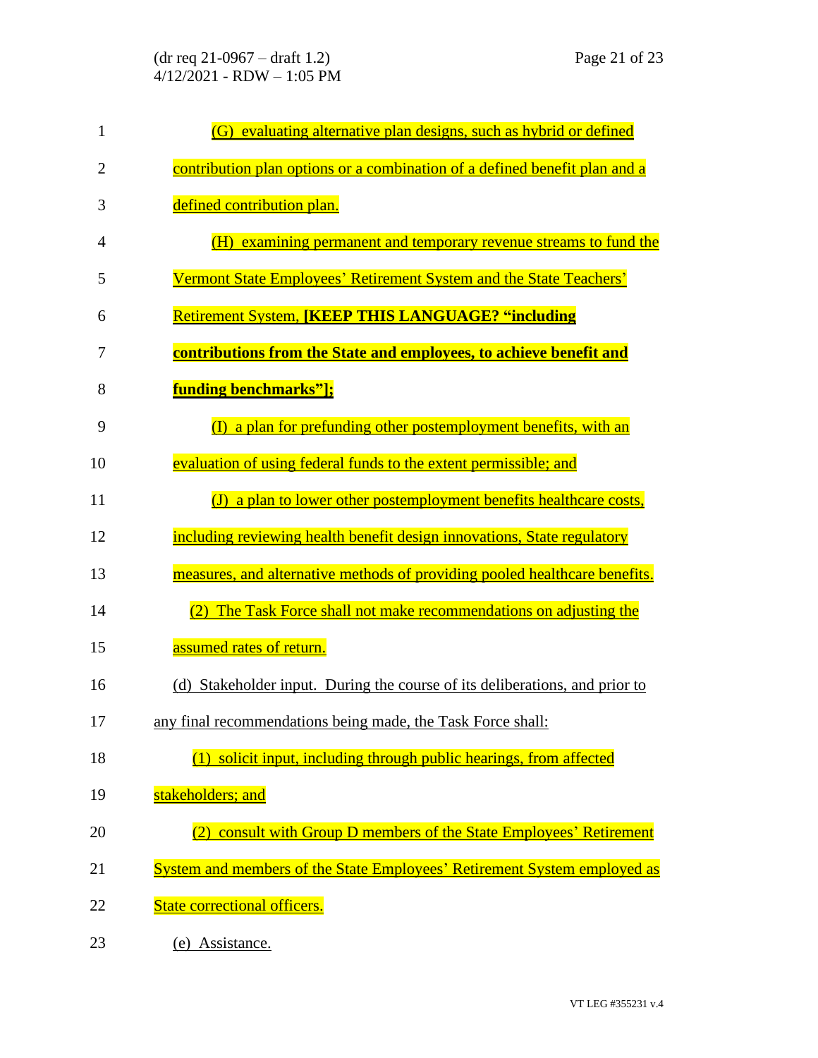(G) evaluating alternative plan designs, such as hybrid or defined contribution plan options or a combination of a defined benefit plan and a defined contribution plan.

(H) examining permanent and temporary revenue streams to fund the Vermont State Employees' Retirement System and the State Teachers' Retirement System, **[KEEP THIS LANGUAGE? "including contributions from the State and employees, to achieve benefit and funding benchmarks"];**

(I) a plan for prefunding other postemployment benefits, with an evaluation of using federal funds to the extent permissible; and

(J) a plan to lower other postemployment benefits healthcare costs, including reviewing health benefit design innovations, State regulatory measures, and alternative methods of providing pooled healthcare benefits.

(2) The Task Force shall not make recommendations on adjusting the assumed rates of return.

(d) Stakeholder input. During the course of its deliberations, and prior to any final recommendations being made, the Task Force shall:

(1) solicit input, including through public hearings, from affected stakeholders; and

(2) consult with Group D members of the State Employees' Retirement System and members of the State Employees' Retirement System employed as State correctional officers.

(e) Assistance.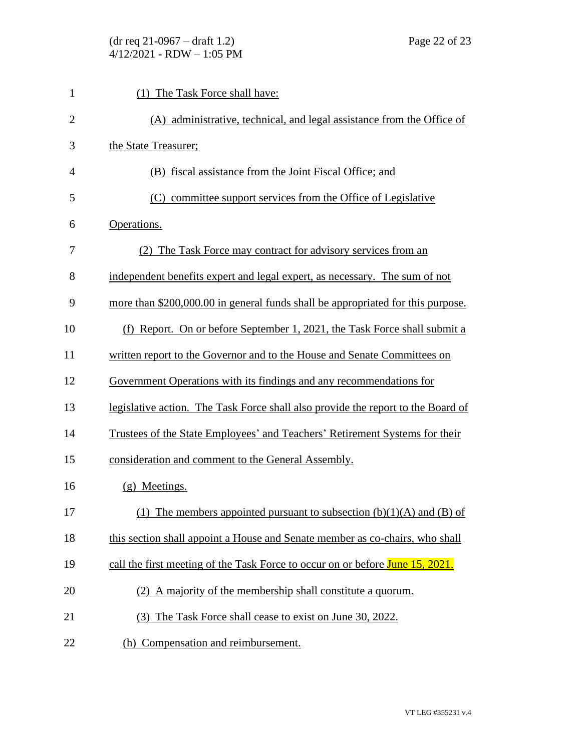(1) The Task Force shall have:

(A) administrative, technical, and legal assistance from the Office of the State Treasurer;

(B) fiscal assistance from the Joint Fiscal Office; and

(C) committee support services from the Office of Legislative Operations.

(2) The Task Force may contract for advisory services from an independent benefits expert and legal expert, as necessary. The sum of not more than $200,000.00 in general funds shall be appropriated for this purpose.

(f) Report. On or before September 1, 2021, the Task Force shall submit a written report to the Governor and to the House and Senate Committees on Government Operations with its findings and any recommendations for legislative action. The Task Force shall also provide the report to the Board of Trustees of the State Employees' and Teachers' Retirement Systems for their consideration and comment to the General Assembly.

(g) Meetings.

(1) The members appointed pursuant to subsection (b)(1)(A) and (B) of this section shall appoint a House and Senate member as co-chairs, who shall call the first meeting of the Task Force to occur on or before June 15, 2021.

(2) A majority of the membership shall constitute a quorum.

(3) The Task Force shall cease to exist on June 30, 2022.

(h) Compensation and reimbursement.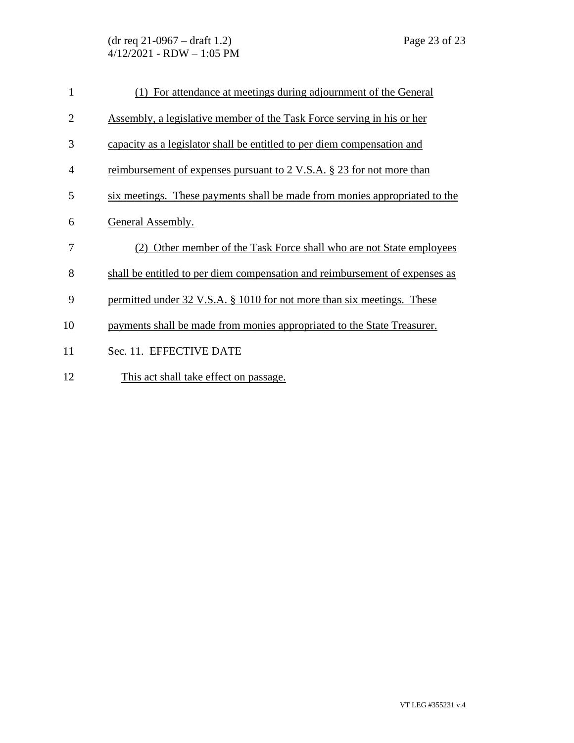(1) For attendance at meetings during adjournment of the General Assembly, a legislative member of the Task Force serving in his or her capacity as a legislator shall be entitled to per diem compensation and reimbursement of expenses pursuant to 2 V.S.A. § 23 for not more than six meetings. These payments shall be made from monies appropriated to the General Assembly.

(2) Other member of the Task Force shall who are not State employees shall be entitled to per diem compensation and reimbursement of expenses as permitted under 32 V.S.A. § 1010 for not more than six meetings. These payments shall be made from monies appropriated to the State Treasurer.

Sec. 11. EFFECTIVE DATE

This act shall take effect on passage.